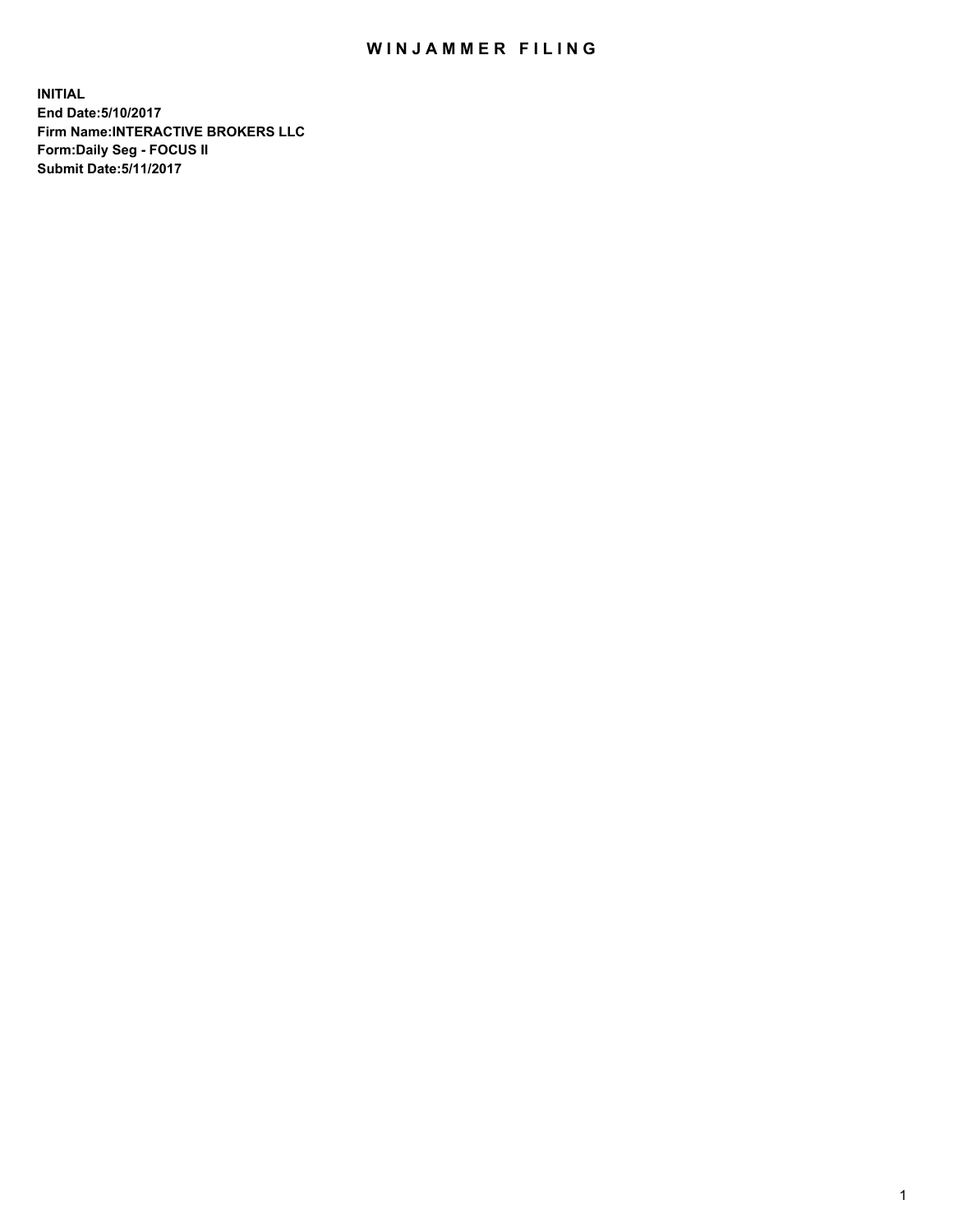# WINJAMMER FILING

**INITIAL**
**End Date:5/10/2017**
**Firm Name:INTERACTIVE BROKERS LLC**
**Form:Daily Seg - FOCUS II**
**Submit Date:5/11/2017**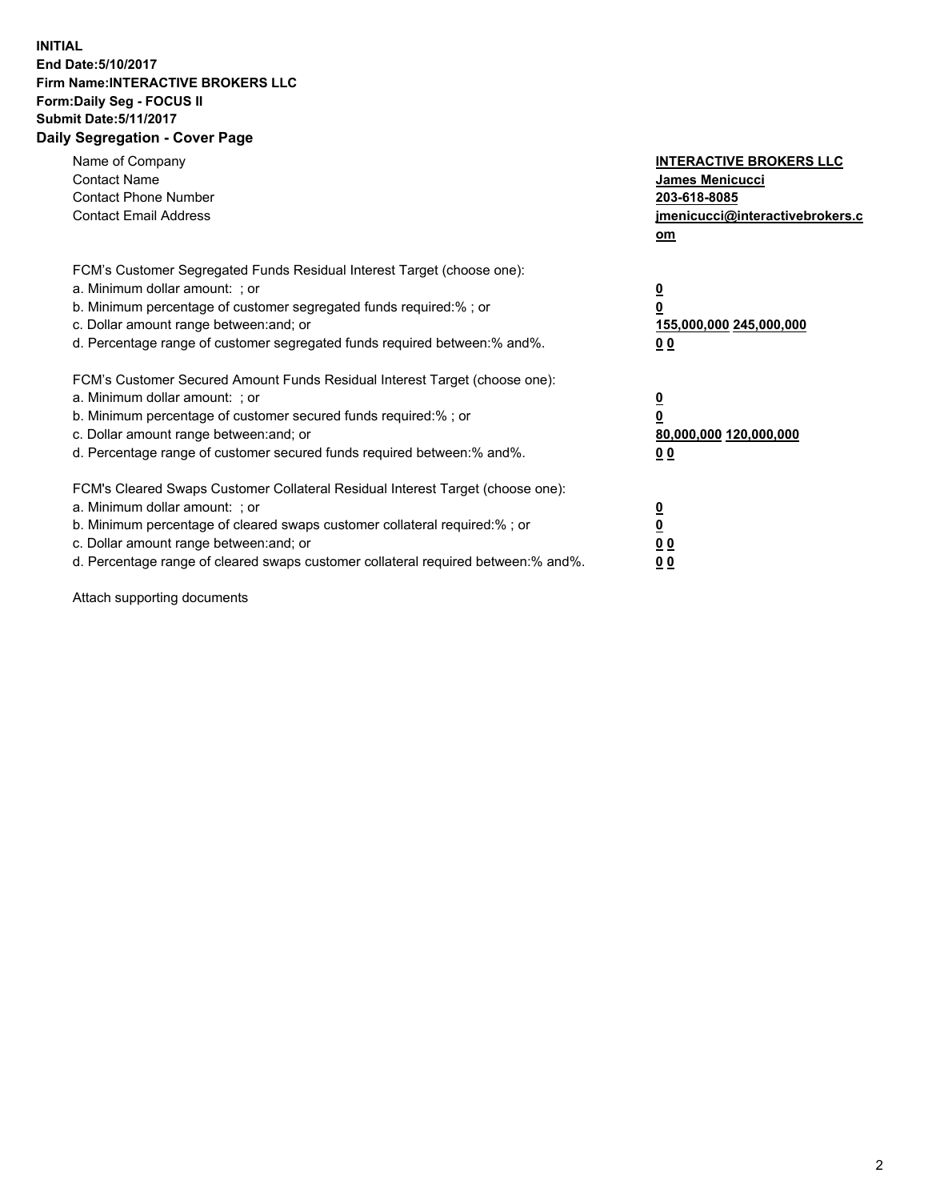**INITIAL**
**End Date:5/10/2017**
**Firm Name:INTERACTIVE BROKERS LLC**
**Form:Daily Seg - FOCUS II**
**Submit Date:5/11/2017**

## Daily Segregation - Cover Page

| | |
|---|---|
| Name of Company | **INTERACTIVE BROKERS LLC** |
| Contact Name | **James Menicucci** |
| Contact Phone Number | **203-618-8085** |
| Contact Email Address | **jmenicucci@interactivebrokers.com** |

| FCM's Customer Segregated Funds Residual Interest Target (choose one): | |
|---|---|
| a. Minimum dollar amount: ; or | **0** |
| b. Minimum percentage of customer segregated funds required:% ; or | **0** |
| c. Dollar amount range between:and; or | **155,000,000 245,000,000** |
| d. Percentage range of customer segregated funds required between:% and%. | **0 0** |

| FCM's Customer Secured Amount Funds Residual Interest Target (choose one): | |
|---|---|
| a. Minimum dollar amount: ; or | **0** |
| b. Minimum percentage of customer secured funds required:% ; or | **0** |
| c. Dollar amount range between:and; or | **80,000,000 120,000,000** |
| d. Percentage range of customer secured funds required between:% and%. | **0 0** |

| FCM's Cleared Swaps Customer Collateral Residual Interest Target (choose one): | |
|---|---|
| a. Minimum dollar amount: ; or | **0** |
| b. Minimum percentage of cleared swaps customer collateral required:% ; or | **0** |
| c. Dollar amount range between:and; or | **0 0** |
| d. Percentage range of cleared swaps customer collateral required between:% and%. | **0 0** |

Attach supporting documents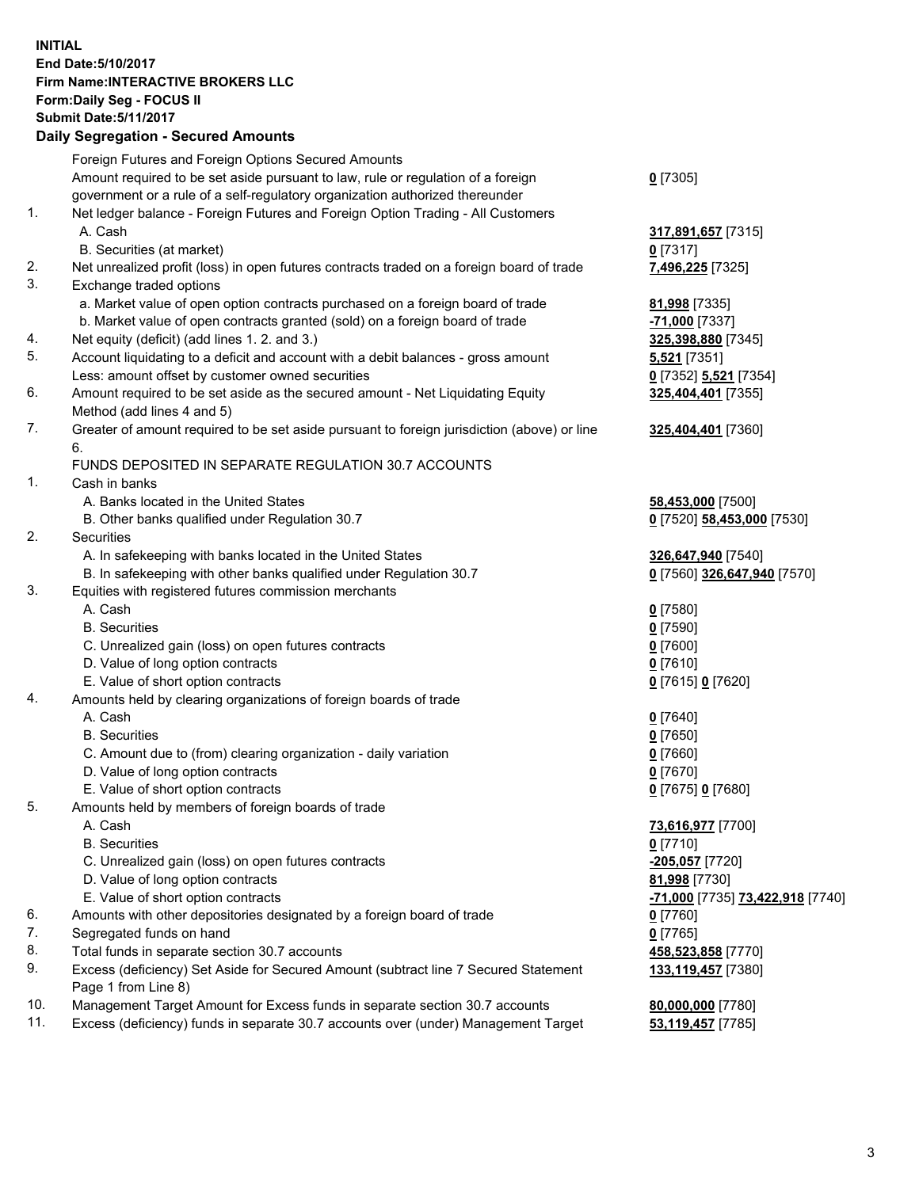**INITIAL**
**End Date:5/10/2017**
**Firm Name:INTERACTIVE BROKERS LLC**
**Form:Daily Seg - FOCUS II**
**Submit Date:5/11/2017**

**Daily Segregation - Secured Amounts**

| | | |
|---|---|---|
| | Foreign Futures and Foreign Options Secured Amounts | |
| | Amount required to be set aside pursuant to law, rule or regulation of a foreign government or a rule of a self-regulatory organization authorized thereunder | **0** [7305] |
| 1. | Net ledger balance - Foreign Futures and Foreign Option Trading - All Customers | |
| | A. Cash | **317,891,657** [7315] |
| | B. Securities (at market) | **0** [7317] |
| 2. | Net unrealized profit (loss) in open futures contracts traded on a foreign board of trade | **7,496,225** [7325] |
| 3. | Exchange traded options | |
| | a. Market value of open option contracts purchased on a foreign board of trade | **81,998** [7335] |
| | b. Market value of open contracts granted (sold) on a foreign board of trade | **-71,000** [7337] |
| 4. | Net equity (deficit) (add lines 1. 2. and 3.) | **325,398,880** [7345] |
| 5. | Account liquidating to a deficit and account with a debit balances - gross amount | **5,521** [7351] |
| | Less: amount offset by customer owned securities | **0** [7352] **5,521** [7354] |
| 6. | Amount required to be set aside as the secured amount - Net Liquidating Equity Method (add lines 4 and 5) | **325,404,401** [7355] |
| 7. | Greater of amount required to be set aside pursuant to foreign jurisdiction (above) or line 6. | **325,404,401** [7360] |
| | FUNDS DEPOSITED IN SEPARATE REGULATION 30.7 ACCOUNTS | |
| 1. | Cash in banks | |
| | A. Banks located in the United States | **58,453,000** [7500] |
| | B. Other banks qualified under Regulation 30.7 | **0** [7520] **58,453,000** [7530] |
| 2. | Securities | |
| | A. In safekeeping with banks located in the United States | **326,647,940** [7540] |
| | B. In safekeeping with other banks qualified under Regulation 30.7 | **0** [7560] **326,647,940** [7570] |
| 3. | Equities with registered futures commission merchants | |
| | A. Cash | **0** [7580] |
| | B. Securities | **0** [7590] |
| | C. Unrealized gain (loss) on open futures contracts | **0** [7600] |
| | D. Value of long option contracts | **0** [7610] |
| | E. Value of short option contracts | **0** [7615] **0** [7620] |
| 4. | Amounts held by clearing organizations of foreign boards of trade | |
| | A. Cash | **0** [7640] |
| | B. Securities | **0** [7650] |
| | C. Amount due to (from) clearing organization - daily variation | **0** [7660] |
| | D. Value of long option contracts | **0** [7670] |
| | E. Value of short option contracts | **0** [7675] **0** [7680] |
| 5. | Amounts held by members of foreign boards of trade | |
| | A. Cash | **73,616,977** [7700] |
| | B. Securities | **0** [7710] |
| | C. Unrealized gain (loss) on open futures contracts | **-205,057** [7720] |
| | D. Value of long option contracts | **81,998** [7730] |
| | E. Value of short option contracts | **-71,000** [7735] **73,422,918** [7740] |
| 6. | Amounts with other depositories designated by a foreign board of trade | **0** [7760] |
| 7. | Segregated funds on hand | **0** [7765] |
| 8. | Total funds in separate section 30.7 accounts | **458,523,858** [7770] |
| 9. | Excess (deficiency) Set Aside for Secured Amount (subtract line 7 Secured Statement Page 1 from Line 8) | **133,119,457** [7380] |
| 10. | Management Target Amount for Excess funds in separate section 30.7 accounts | **80,000,000** [7780] |
| 11. | Excess (deficiency) funds in separate 30.7 accounts over (under) Management Target | **53,119,457** [7785] |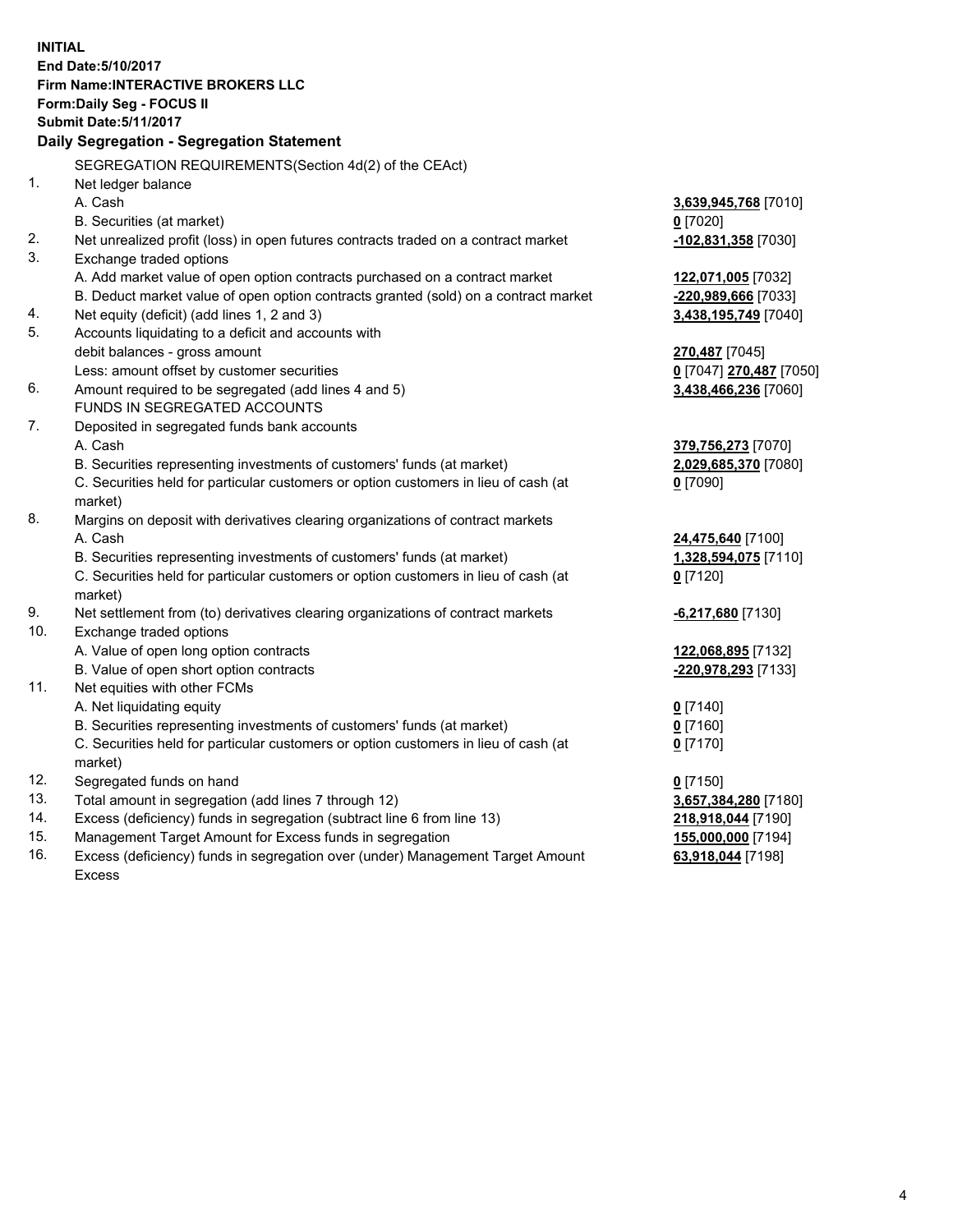**INITIAL**
**End Date:5/10/2017**
**Firm Name:INTERACTIVE BROKERS LLC**
**Form:Daily Seg - FOCUS II**
**Submit Date:5/11/2017**

## Daily Segregation - Segregation Statement

| | | |
|---|---|---|
| | SEGREGATION REQUIREMENTS(Section 4d(2) of the CEAct) | |
| 1. | Net ledger balance | |
| | A. Cash | **3,639,945,768** [7010] |
| | B. Securities (at market) | **0** [7020] |
| 2. | Net unrealized profit (loss) in open futures contracts traded on a contract market | **-102,831,358** [7030] |
| 3. | Exchange traded options | |
| | A. Add market value of open option contracts purchased on a contract market | **122,071,005** [7032] |
| | B. Deduct market value of open option contracts granted (sold) on a contract market | **-220,989,666** [7033] |
| 4. | Net equity (deficit) (add lines 1, 2 and 3) | **3,438,195,749** [7040] |
| 5. | Accounts liquidating to a deficit and accounts with | |
| | debit balances - gross amount | **270,487** [7045] |
| | Less: amount offset by customer securities | **0** [7047] **270,487** [7050] |
| 6. | Amount required to be segregated (add lines 4 and 5) | **3,438,466,236** [7060] |
| | FUNDS IN SEGREGATED ACCOUNTS | |
| 7. | Deposited in segregated funds bank accounts | |
| | A. Cash | **379,756,273** [7070] |
| | B. Securities representing investments of customers' funds (at market) | **2,029,685,370** [7080] |
| | C. Securities held for particular customers or option customers in lieu of cash (at market) | **0** [7090] |
| 8. | Margins on deposit with derivatives clearing organizations of contract markets | |
| | A. Cash | **24,475,640** [7100] |
| | B. Securities representing investments of customers' funds (at market) | **1,328,594,075** [7110] |
| | C. Securities held for particular customers or option customers in lieu of cash (at market) | **0** [7120] |
| 9. | Net settlement from (to) derivatives clearing organizations of contract markets | **-6,217,680** [7130] |
| 10. | Exchange traded options | |
| | A. Value of open long option contracts | **122,068,895** [7132] |
| | B. Value of open short option contracts | **-220,978,293** [7133] |
| 11. | Net equities with other FCMs | |
| | A. Net liquidating equity | **0** [7140] |
| | B. Securities representing investments of customers' funds (at market) | **0** [7160] |
| | C. Securities held for particular customers or option customers in lieu of cash (at market) | **0** [7170] |
| 12. | Segregated funds on hand | **0** [7150] |
| 13. | Total amount in segregation (add lines 7 through 12) | **3,657,384,280** [7180] |
| 14. | Excess (deficiency) funds in segregation (subtract line 6 from line 13) | **218,918,044** [7190] |
| 15. | Management Target Amount for Excess funds in segregation | **155,000,000** [7194] |
| 16. | Excess (deficiency) funds in segregation over (under) Management Target Amount Excess | **63,918,044** [7198] |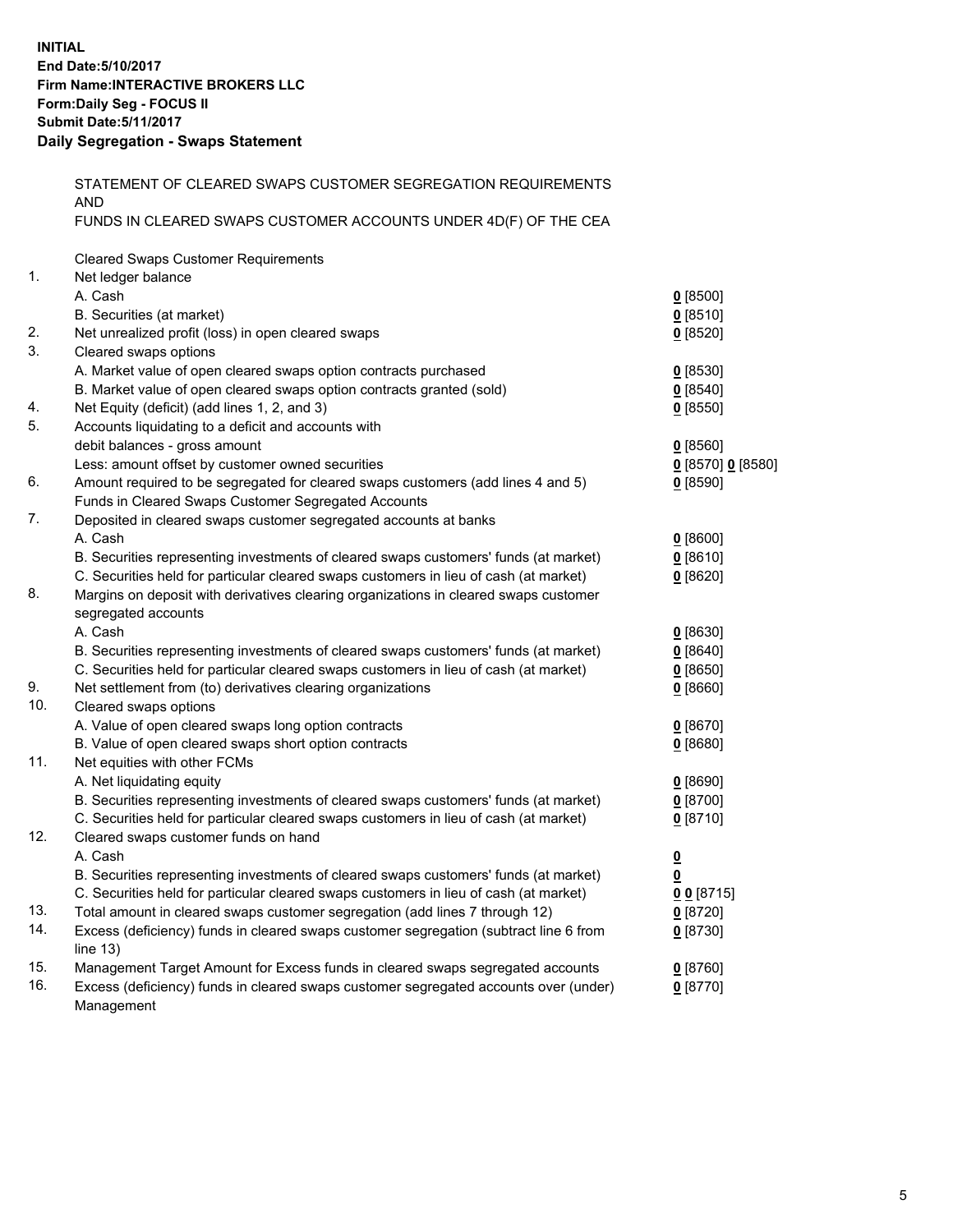**INITIAL**
**End Date:5/10/2017**
**Firm Name:INTERACTIVE BROKERS LLC**
**Form:Daily Seg - FOCUS II**
**Submit Date:5/11/2017**
**Daily Segregation - Swaps Statement**

STATEMENT OF CLEARED SWAPS CUSTOMER SEGREGATION REQUIREMENTS AND FUNDS IN CLEARED SWAPS CUSTOMER ACCOUNTS UNDER 4D(F) OF THE CEA

| | | |
|---|---|---|
| | Cleared Swaps Customer Requirements | |
| 1. | Net ledger balance | |
| | A. Cash | 0 [8500] |
| | B. Securities (at market) | 0 [8510] |
| 2. | Net unrealized profit (loss) in open cleared swaps | 0 [8520] |
| 3. | Cleared swaps options | |
| | A. Market value of open cleared swaps option contracts purchased | 0 [8530] |
| | B. Market value of open cleared swaps option contracts granted (sold) | 0 [8540] |
| 4. | Net Equity (deficit) (add lines 1, 2, and 3) | 0 [8550] |
| 5. | Accounts liquidating to a deficit and accounts with debit balances - gross amount | 0 [8560] |
| | Less: amount offset by customer owned securities | 0 [8570] 0 [8580] |
| 6. | Amount required to be segregated for cleared swaps customers (add lines 4 and 5) | 0 [8590] |
| | Funds in Cleared Swaps Customer Segregated Accounts | |
| 7. | Deposited in cleared swaps customer segregated accounts at banks | |
| | A. Cash | 0 [8600] |
| | B. Securities representing investments of cleared swaps customers' funds (at market) | 0 [8610] |
| | C. Securities held for particular cleared swaps customers in lieu of cash (at market) | 0 [8620] |
| 8. | Margins on deposit with derivatives clearing organizations in cleared swaps customer segregated accounts | |
| | A. Cash | 0 [8630] |
| | B. Securities representing investments of cleared swaps customers' funds (at market) | 0 [8640] |
| | C. Securities held for particular cleared swaps customers in lieu of cash (at market) | 0 [8650] |
| 9. | Net settlement from (to) derivatives clearing organizations | 0 [8660] |
| 10. | Cleared swaps options | |
| | A. Value of open cleared swaps long option contracts | 0 [8670] |
| | B. Value of open cleared swaps short option contracts | 0 [8680] |
| 11. | Net equities with other FCMs | |
| | A. Net liquidating equity | 0 [8690] |
| | B. Securities representing investments of cleared swaps customers' funds (at market) | 0 [8700] |
| | C. Securities held for particular cleared swaps customers in lieu of cash (at market) | 0 [8710] |
| 12. | Cleared swaps customer funds on hand | |
| | A. Cash | 0 |
| | B. Securities representing investments of cleared swaps customers' funds (at market) | 0 |
| | C. Securities held for particular cleared swaps customers in lieu of cash (at market) | 0 0 [8715] |
| 13. | Total amount in cleared swaps customer segregation (add lines 7 through 12) | 0 [8720] |
| 14. | Excess (deficiency) funds in cleared swaps customer segregation (subtract line 6 from line 13) | 0 [8730] |
| 15. | Management Target Amount for Excess funds in cleared swaps segregated accounts | 0 [8760] |
| 16. | Excess (deficiency) funds in cleared swaps customer segregated accounts over (under) Management | 0 [8770] |